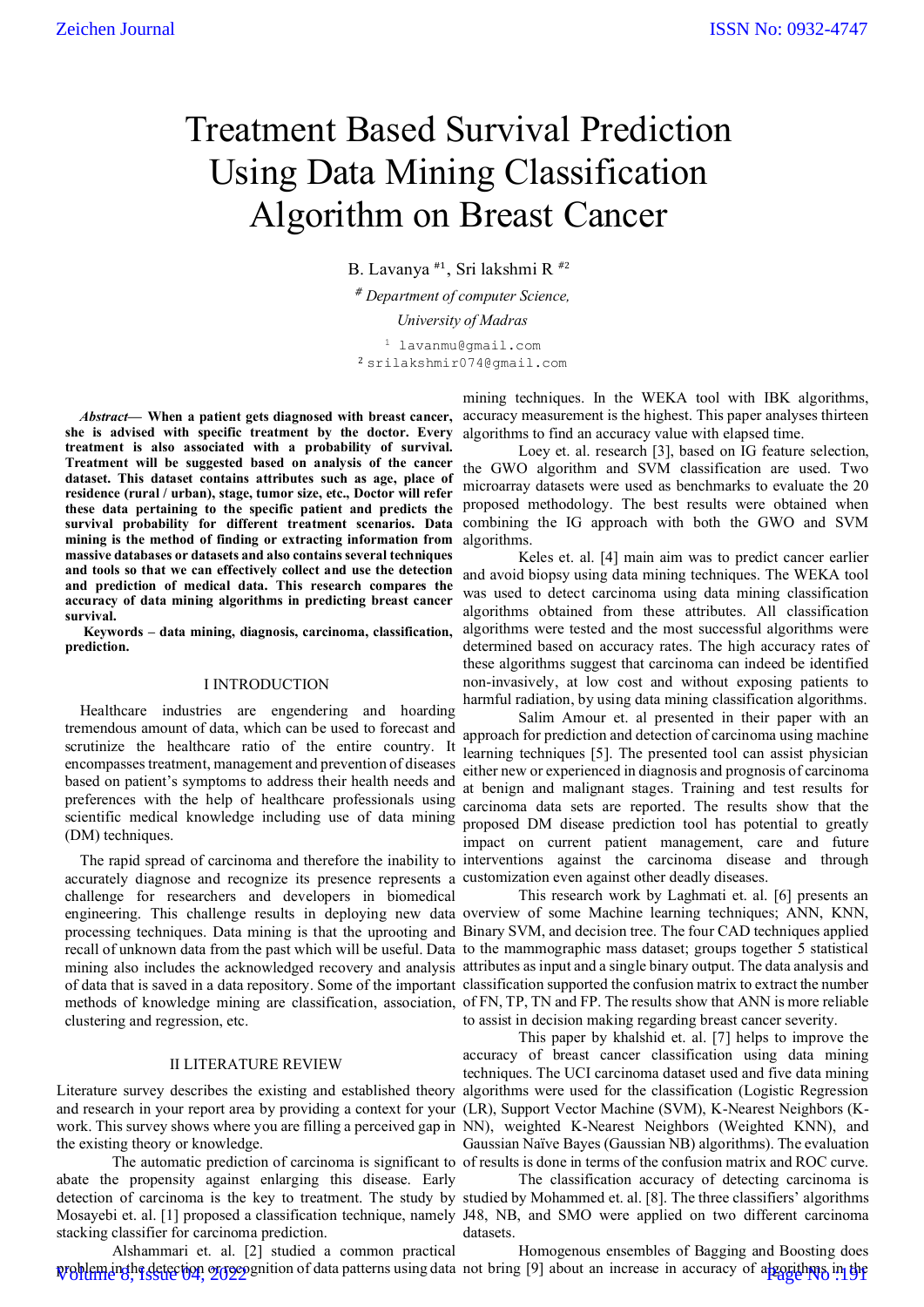# Treatment Based Survival Prediction Using Data Mining Classification Algorithm on Breast Cancer

B. Lavanya [#1], Sri lakshmi R [#2]

[#] *Department of computer Science,*

*University of Madras*

[1] lavanmu@gmail.com

[2] srilakshmir074@gmail.com

***Abstract*— When a patient gets diagnosed with breast cancer, she is advised with specific treatment by the doctor. Every treatment is also associated with a probability of survival. Treatment will be suggested based on analysis of the cancer dataset. This dataset contains attributes such as age, place of residence (rural / urban), stage, tumor size, etc., Doctor will refer these data pertaining to the specific patient and predicts the survival probability for different treatment scenarios. Data mining is the method of finding or extracting information from massive databases or datasets and also contains several techniques and tools so that we can effectively collect and use the detection and prediction of medical data. This research compares the accuracy of data mining algorithms in predicting breast cancer survival.**

**Keywords – data mining, diagnosis, carcinoma, classification, prediction.**

## I INTRODUCTION

Healthcare industries are engendering and hoarding tremendous amount of data, which can be used to forecast and scrutinize the healthcare ratio of the entire country. It encompasses treatment, management and prevention of diseases based on patient's symptoms to address their health needs and preferences with the help of healthcare professionals using scientific medical knowledge including use of data mining (DM) techniques.

The rapid spread of carcinoma and therefore the inability to accurately diagnose and recognize its presence represents a challenge for researchers and developers in biomedical engineering. This challenge results in deploying new data processing techniques. Data mining is that the uprooting and recall of unknown data from the past which will be useful. Data mining also includes the acknowledged recovery and analysis of data that is saved in a data repository. Some of the important methods of knowledge mining are classification, association, clustering and regression, etc.

## II LITERATURE REVIEW

Literature survey describes the existing and established theory and research in your report area by providing a context for your work. This survey shows where you are filling a perceived gap in the existing theory or knowledge.

The automatic prediction of carcinoma is significant to abate the propensity against enlarging this disease. Early detection of carcinoma is the key to treatment. The study by Mosayebi et. al. [1] proposed a classification technique, namely stacking classifier for carcinoma prediction.

Alshammari et. al. [2] studied a common practical problem in the detection or recognition of data patterns using data mining techniques. In the WEKA tool with IBK algorithms, accuracy measurement is the highest. This paper analyses thirteen algorithms to find an accuracy value with elapsed time.

Loey et. al. research [3], based on IG feature selection, the GWO algorithm and SVM classification are used. Two microarray datasets were used as benchmarks to evaluate the 20 proposed methodology. The best results were obtained when combining the IG approach with both the GWO and SVM algorithms.

Keles et. al. [4] main aim was to predict cancer earlier and avoid biopsy using data mining techniques. The WEKA tool was used to detect carcinoma using data mining classification algorithms obtained from these attributes. All classification algorithms were tested and the most successful algorithms were determined based on accuracy rates. The high accuracy rates of these algorithms suggest that carcinoma can indeed be identified non-invasively, at low cost and without exposing patients to harmful radiation, by using data mining classification algorithms.

Salim Amour et. al presented in their paper with an approach for prediction and detection of carcinoma using machine learning techniques [5]. The presented tool can assist physician either new or experienced in diagnosis and prognosis of carcinoma at benign and malignant stages. Training and test results for carcinoma data sets are reported. The results show that the proposed DM disease prediction tool has potential to greatly impact on current patient management, care and future interventions against the carcinoma disease and through customization even against other deadly diseases.

This research work by Laghmati et. al. [6] presents an overview of some Machine learning techniques; ANN, KNN, Binary SVM, and decision tree. The four CAD techniques applied to the mammographic mass dataset; groups together 5 statistical attributes as input and a single binary output. The data analysis and classification supported the confusion matrix to extract the number of FN, TP, TN and FP. The results show that ANN is more reliable to assist in decision making regarding breast cancer severity.

This paper by khalshid et. al. [7] helps to improve the accuracy of breast cancer classification using data mining techniques. The UCI carcinoma dataset used and five data mining algorithms were used for the classification (Logistic Regression (LR), Support Vector Machine (SVM), K-Nearest Neighbors (K-NN), weighted K-Nearest Neighbors (Weighted KNN), and Gaussian Naïve Bayes (Gaussian NB) algorithms). The evaluation of results is done in terms of the confusion matrix and ROC curve.

The classification accuracy of detecting carcinoma is studied by Mohammed et. al. [8]. The three classifiers' algorithms J48, NB, and SMO were applied on two different carcinoma datasets.

Homogenous ensembles of Bagging and Boosting does not bring [9] about an increase in accuracy of algorithms in the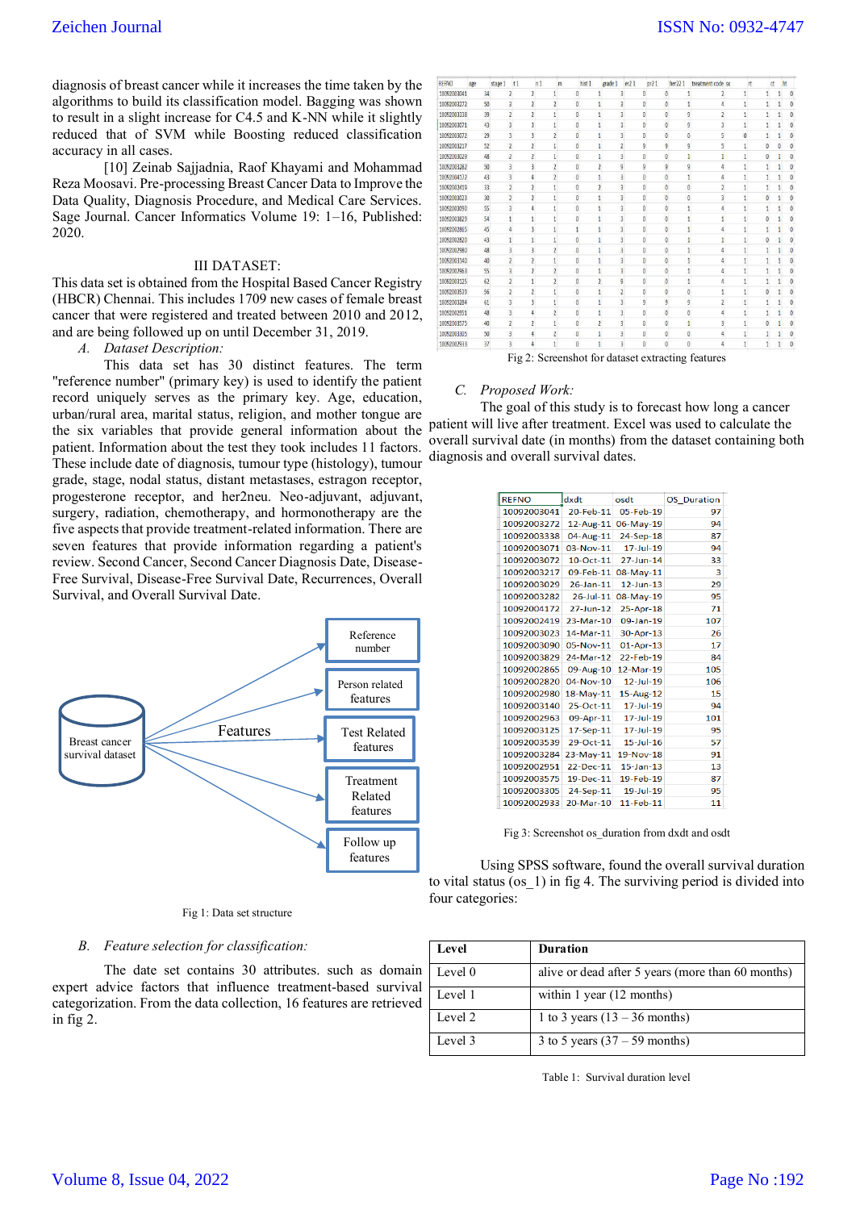diagnosis of breast cancer while it increases the time taken by the algorithms to build its classification model. Bagging was shown to result in a slight increase for C4.5 and K-NN while it slightly reduced that of SVM while Boosting reduced classification accuracy in all cases.

[10] Zeinab Sajjadnia, Raof Khayami and Mohammad Reza Moosavi. Pre-processing Breast Cancer Data to Improve the Data Quality, Diagnosis Procedure, and Medical Care Services. Sage Journal. Cancer Informatics Volume 19: 1–16, Published: 2020.

## III DATASET:

This data set is obtained from the Hospital Based Cancer Registry (HBCR) Chennai. This includes 1709 new cases of female breast cancer that were registered and treated between 2010 and 2012, and are being followed up on until December 31, 2019.

### A. *Dataset Description:*

This data set has 30 distinct features. The term "reference number" (primary key) is used to identify the patient record uniquely serves as the primary key. Age, education, urban/rural area, marital status, religion, and mother tongue are the six variables that provide general information about the patient. Information about the test they took includes 11 factors. These include date of diagnosis, tumour type (histology), tumour grade, stage, nodal status, distant metastases, estragon receptor, progesterone receptor, and her2neu. Neo-adjuvant, adjuvant, surgery, radiation, chemotherapy, and hormonotherapy are the five aspects that provide treatment-related information. There are seven features that provide information regarding a patient's review. Second Cancer, Second Cancer Diagnosis Date, Disease-Free Survival, Disease-Free Survival Date, Recurrences, Overall Survival, and Overall Survival Date.

Fig 1: Data set structure

### B. *Feature selection for classification:*

The date set contains 30 attributes. such as domain expert advice factors that influence treatment-based survival categorization. From the data collection, 16 features are retrieved in fig 2.

Fig 2: Screenshot for dataset extracting features

### C. *Proposed Work:*

The goal of this study is to forecast how long a cancer patient will live after treatment. Excel was used to calculate the overall survival date (in months) from the dataset containing both diagnosis and overall survival dates.

| REFNO | dxdt | osdt | OS_Duration |
|---|---|---|---|
| 10092003041 | 20-Feb-11 | 05-Feb-19 | 97 |
| 10092003272 | 12-Aug-11 | 06-May-19 | 94 |
| 10092003338 | 04-Aug-11 | 24-Sep-18 | 87 |
| 10092003071 | 03-Nov-11 | 17-Jul-19 | 94 |
| 10092003072 | 10-Oct-11 | 27-Jun-14 | 33 |
| 10092003217 | 09-Feb-11 | 08-May-11 | 3 |
| 10092003029 | 26-Jan-11 | 12-Jun-13 | 29 |
| 10092003282 | 26-Jul-11 | 08-May-19 | 95 |
| 10092004172 | 27-Jun-12 | 25-Apr-18 | 71 |
| 10092002419 | 23-Mar-10 | 09-Jan-19 | 107 |
| 10092003023 | 14-Mar-11 | 30-Apr-13 | 26 |
| 10092003090 | 05-Nov-11 | 01-Apr-13 | 17 |
| 10092003829 | 24-Mar-12 | 22-Feb-19 | 84 |
| 10092002865 | 09-Aug-10 | 12-Mar-19 | 105 |
| 10092002820 | 04-Nov-10 | 12-Jul-19 | 106 |
| 10092002980 | 18-May-11 | 15-Aug-12 | 15 |
| 10092003140 | 25-Oct-11 | 17-Jul-19 | 94 |
| 10092002963 | 09-Apr-11 | 17-Jul-19 | 101 |
| 10092003125 | 17-Sep-11 | 17-Jul-19 | 95 |
| 10092003539 | 29-Oct-11 | 15-Jul-16 | 57 |
| 10092003284 | 23-May-11 | 19-Nov-18 | 91 |
| 10092002951 | 22-Dec-11 | 15-Jan-13 | 13 |
| 10092003575 | 19-Dec-11 | 19-Feb-19 | 87 |
| 10092003305 | 24-Sep-11 | 19-Jul-19 | 95 |
| 10092002933 | 20-Mar-10 | 11-Feb-11 | 11 |

Fig 3: Screenshot os_duration from dxdt and osdt

Using SPSS software, found the overall survival duration to vital status (os_1) in fig 4. The surviving period is divided into four categories:

| Level | Duration |
|---|---|
| Level 0 | alive or dead after 5 years (more than 60 months) |
| Level 1 | within 1 year (12 months) |
| Level 2 | 1 to 3 years (13 – 36 months) |
| Level 3 | 3 to 5 years (37 – 59 months) |

Table 1: Survival duration level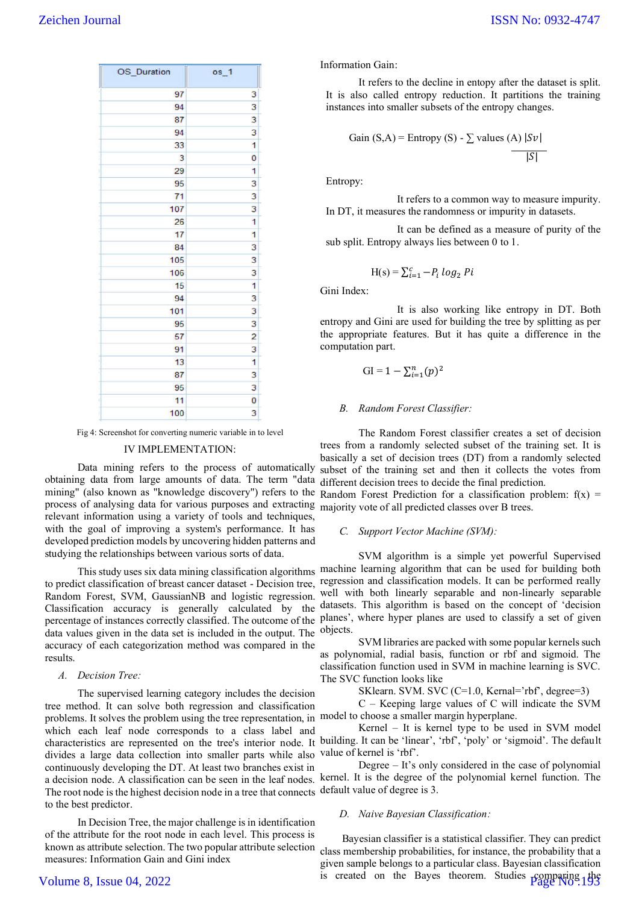| OS_Duration | os_1 |
|---|---|
| 97 | 3 |
| 94 | 3 |
| 87 | 3 |
| 94 | 3 |
| 33 | 1 |
| 3 | 0 |
| 29 | 1 |
| 95 | 3 |
| 71 | 3 |
| 107 | 3 |
| 26 | 1 |
| 17 | 1 |
| 84 | 3 |
| 105 | 3 |
| 106 | 3 |
| 15 | 1 |
| 94 | 3 |
| 101 | 3 |
| 95 | 3 |
| 57 | 2 |
| 91 | 3 |
| 13 | 1 |
| 87 | 3 |
| 95 | 3 |
| 11 | 0 |
| 100 | 3 |

Fig 4: Screenshot for converting numeric variable in to level

## IV IMPLEMENTATION:

Data mining refers to the process of automatically obtaining data from large amounts of data. The term "data mining" (also known as "knowledge discovery") refers to the process of analysing data for various purposes and extracting relevant information using a variety of tools and techniques, with the goal of improving a system's performance. It has developed prediction models by uncovering hidden patterns and studying the relationships between various sorts of data.

This study uses six data mining classification algorithms to predict classification of breast cancer dataset - Decision tree, Random Forest, SVM, GaussianNB and logistic regression. Classification accuracy is generally calculated by the percentage of instances correctly classified. The outcome of the data values given in the data set is included in the output. The accuracy of each categorization method was compared in the results.

### *A. Decision Tree:*

The supervised learning category includes the decision tree method. It can solve both regression and classification problems. It solves the problem using the tree representation, in which each leaf node corresponds to a class label and characteristics are represented on the tree's interior node. It divides a large data collection into smaller parts while also continuously developing the DT. At least two branches exist in a decision node. A classification can be seen in the leaf nodes. The root node is the highest decision node in a tree that connects to the best predictor.

In Decision Tree, the major challenge is in identification of the attribute for the root node in each level. This process is known as attribute selection. The two popular attribute selection measures: Information Gain and Gini index

Information Gain:

It refers to the decline in entopy after the dataset is split. It is also called entropy reduction. It partitions the training instances into smaller subsets of the entropy changes.

$$\text{Gain}(S,A) = \text{Entropy}(S) - \sum \text{values}(A) \frac{|Sv|}{|S|}$$

Entropy:

It refers to a common way to measure impurity. In DT, it measures the randomness or impurity in datasets.

It can be defined as a measure of purity of the sub split. Entropy always lies between 0 to 1.

$$H(s) = \sum_{i=1}^{c} -P_i \log_2 Pi$$

Gini Index:

It is also working like entropy in DT. Both entropy and Gini are used for building the tree by splitting as per the appropriate features. But it has quite a difference in the computation part.

$$GI = 1 - \sum_{i=1}^{n} (p)^2$$

### *B. Random Forest Classifier:*

The Random Forest classifier creates a set of decision trees from a randomly selected subset of the training set. It is basically a set of decision trees (DT) from a randomly selected subset of the training set and then it collects the votes from different decision trees to decide the final prediction.

Random Forest Prediction for a classification problem: f(x) = majority vote of all predicted classes over B trees.

### *C. Support Vector Machine (SVM):*

SVM algorithm is a simple yet powerful Supervised machine learning algorithm that can be used for building both regression and classification models. It can be performed really well with both linearly separable and non-linearly separable datasets. This algorithm is based on the concept of 'decision planes', where hyper planes are used to classify a set of given objects.

SVM libraries are packed with some popular kernels such as polynomial, radial basis, function or rbf and sigmoid. The classification function used in SVM in machine learning is SVC. The SVC function looks like

SKlearn. SVM. SVC (C=1.0, Kernal='rbf', degree=3)

C – Keeping large values of C will indicate the SVM model to choose a smaller margin hyperplane.

Kernel – It is kernel type to be used in SVM model building. It can be 'linear', 'rbf', 'poly' or 'sigmoid'. The default value of kernel is 'rbf'.

Degree – It's only considered in the case of polynomial kernel. It is the degree of the polynomial kernel function. The default value of degree is 3.

### *D. Naive Bayesian Classification:*

Bayesian classifier is a statistical classifier. They can predict class membership probabilities, for instance, the probability that a given sample belongs to a particular class. Bayesian classification is created on the Bayes theorem. Studies comparing the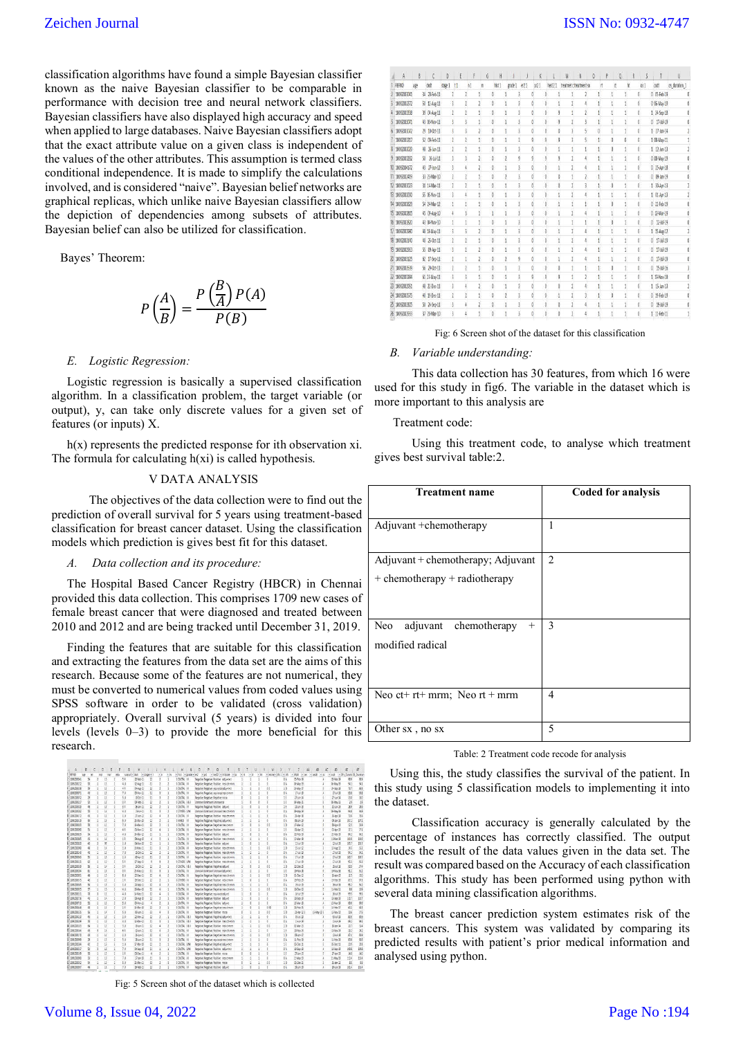classification algorithms have found a simple Bayesian classifier known as the naive Bayesian classifier to be comparable in performance with decision tree and neural network classifiers. Bayesian classifiers have also displayed high accuracy and speed when applied to large databases. Naive Bayesian classifiers adopt that the exact attribute value on a given class is independent of the values of the other attributes. This assumption is termed class conditional independence. It is made to simplify the calculations involved, and is considered "naive". Bayesian belief networks are graphical replicas, which unlike naive Bayesian classifiers allow the depiction of dependencies among subsets of attributes. Bayesian belief can also be utilized for classification.

Bayes' Theorem:

$$P\left(\frac{A}{B}\right) = \frac{P\left(\frac{B}{A}\right)P(A)}{P(B)}$$

### *E. Logistic Regression:*

Logistic regression is basically a supervised classification algorithm. In a classification problem, the target variable (or output), y, can take only discrete values for a given set of features (or inputs) X.

h(x) represents the predicted response for ith observation xi. The formula for calculating h(xi) is called hypothesis.

## V DATA ANALYSIS

The objectives of the data collection were to find out the prediction of overall survival for 5 years using treatment-based classification for breast cancer dataset. Using the classification models which prediction is gives best fit for this dataset.

### *A. Data collection and its procedure:*

The Hospital Based Cancer Registry (HBCR) in Chennai provided this data collection. This comprises 1709 new cases of female breast cancer that were diagnosed and treated between 2010 and 2012 and are being tracked until December 31, 2019.

Finding the features that are suitable for this classification and extracting the features from the data set are the aims of this research. Because some of the features are not numerical, they must be converted to numerical values from coded values using SPSS software in order to be validated (cross validation) appropriately. Overall survival (5 years) is divided into four levels (levels 0–3) to provide the more beneficial for this research.

Fig: 5 Screen shot of the dataset which is collected

Fig: 6 Screen shot of the dataset for this classification

### *B. Variable understanding:*

This data collection has 30 features, from which 16 were used for this study in fig6. The variable in the dataset which is more important to this analysis are

Treatment code:

Using this treatment code, to analyse which treatment gives best survival table:2.

| Treatment name | Coded for analysis |
|---|---|
| Adjuvant +chemotherapy | 1 |
| Adjuvant + chemotherapy; Adjuvant + chemotherapy + radiotherapy | 2 |
| Neo adjuvant chemotherapy + modified radical | 3 |
| Neo ct+ rt+ mrm; Neo rt + mrm | 4 |
| Other sx , no sx | 5 |

Table: 2 Treatment code recode for analysis

Using this, the study classifies the survival of the patient. In this study using 5 classification models to implementing it into the dataset.

Classification accuracy is generally calculated by the percentage of instances has correctly classified. The output includes the result of the data values given in the data set. The result was compared based on the Accuracy of each classification algorithms. This study has been performed using python with several data mining classification algorithms.

The breast cancer prediction system estimates risk of the breast cancers. This system was validated by comparing its predicted results with patient's prior medical information and analysed using python.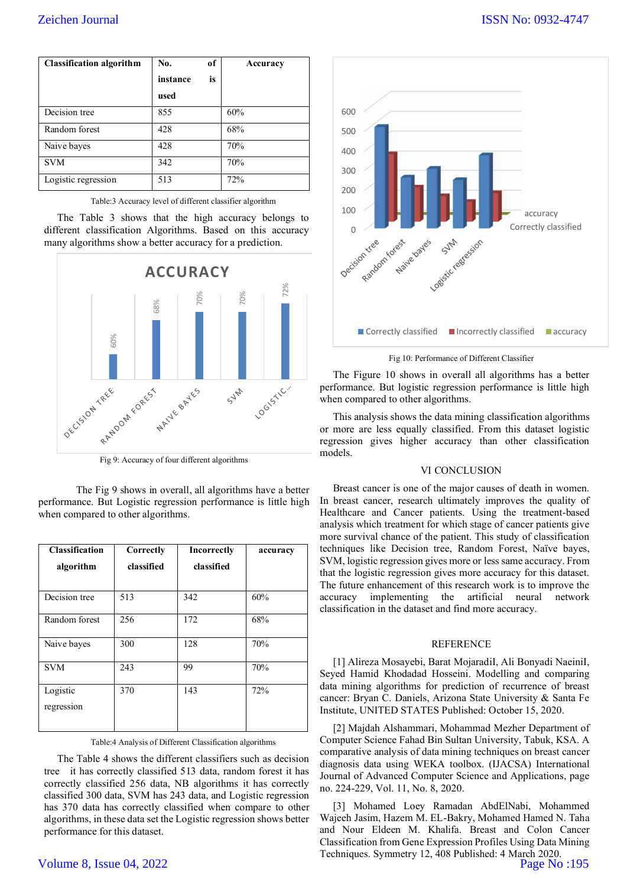| Classification algorithm | No. of instance is used | Accuracy |
|---|---|---|
| Decision tree | 855 | 60% |
| Random forest | 428 | 68% |
| Naive bayes | 428 | 70% |
| SVM | 342 | 70% |
| Logistic regression | 513 | 72% |

Table:3 Accuracy level of different classifier algorithm

The Table 3 shows that the high accuracy belongs to different classification Algorithms. Based on this accuracy many algorithms show a better accuracy for a prediction.

Fig 9: Accuracy of four different algorithms

The Fig 9 shows in overall, all algorithms have a better performance. But Logistic regression performance is little high when compared to other algorithms.

| Classification algorithm | Correctly classified | Incorrectly classified | accuracy |
|---|---|---|---|
| Decision tree | 513 | 342 | 60% |
| Random forest | 256 | 172 | 68% |
| Naive bayes | 300 | 128 | 70% |
| SVM | 243 | 99 | 70% |
| Logistic regression | 370 | 143 | 72% |

Table:4 Analysis of Different Classification algorithms

The Table 4 shows the different classifiers such as decision tree it has correctly classified 513 data, random forest it has correctly classified 256 data, NB algorithms it has correctly classified 300 data, SVM has 243 data, and Logistic regression has 370 data has correctly classified when compare to other algorithms, in these data set the Logistic regression shows better performance for this dataset.

Fig 10: Performance of Different Classifier

The Figure 10 shows in overall all algorithms has a better performance. But logistic regression performance is little high when compared to other algorithms.

This analysis shows the data mining classification algorithms or more are less equally classified. From this dataset logistic regression gives higher accuracy than other classification models.

## VI CONCLUSION

Breast cancer is one of the major causes of death in women. In breast cancer, research ultimately improves the quality of Healthcare and Cancer patients. Using the treatment-based analysis which treatment for which stage of cancer patients give more survival chance of the patient. This study of classification techniques like Decision tree, Random Forest, Naïve bayes, SVM, logistic regression gives more or less same accuracy. From that the logistic regression gives more accuracy for this dataset. The future enhancement of this research work is to improve the accuracy implementing the artificial neural network classification in the dataset and find more accuracy.

## REFERENCE

[1] Alireza Mosayebi, Barat MojaradiI, Ali Bonyadi NaeiniI, Seyed Hamid Khodadad Hosseini. Modelling and comparing data mining algorithms for prediction of recurrence of breast cancer: Bryan C. Daniels, Arizona State University & Santa Fe Institute, UNITED STATES Published: October 15, 2020.

[2] Majdah Alshammari, Mohammad Mezher Department of Computer Science Fahad Bin Sultan University, Tabuk, KSA. A comparative analysis of data mining techniques on breast cancer diagnosis data using WEKA toolbox. (IJACSA) International Journal of Advanced Computer Science and Applications, page no. 224-229, Vol. 11, No. 8, 2020.

[3] Mohamed Loey Ramadan AbdElNabi, Mohammed Wajeeh Jasim, Hazem M. EL-Bakry, Mohamed Hamed N. Taha and Nour Eldeen M. Khalifa. Breast and Colon Cancer Classification from Gene Expression Profiles Using Data Mining Techniques. Symmetry 12, 408 Published: 4 March 2020.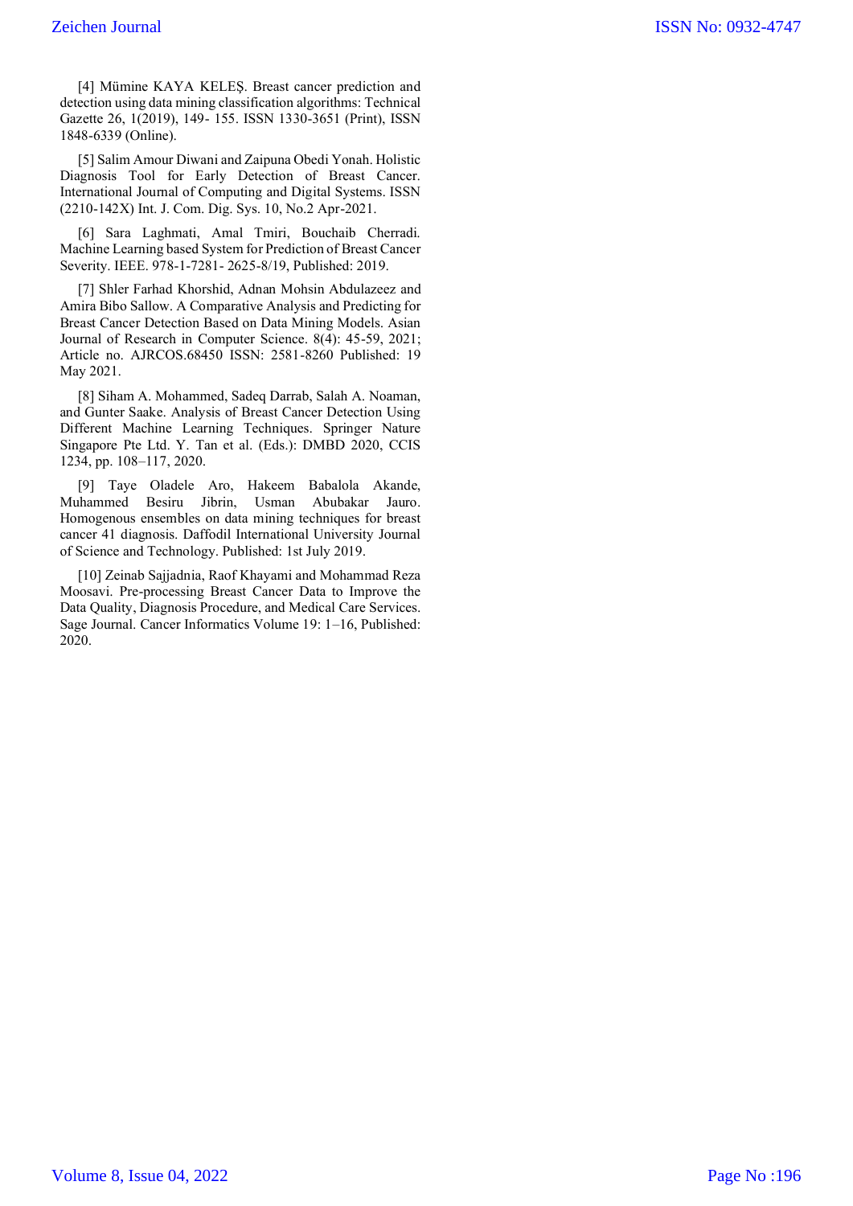[4] Mümine KAYA KELEŞ. Breast cancer prediction and detection using data mining classification algorithms: Technical Gazette 26, 1(2019), 149- 155. ISSN 1330-3651 (Print), ISSN 1848-6339 (Online).

[5] Salim Amour Diwani and Zaipuna Obedi Yonah. Holistic Diagnosis Tool for Early Detection of Breast Cancer. International Journal of Computing and Digital Systems. ISSN (2210-142X) Int. J. Com. Dig. Sys. 10, No.2 Apr-2021.

[6] Sara Laghmati, Amal Tmiri, Bouchaib Cherradi. Machine Learning based System for Prediction of Breast Cancer Severity. IEEE. 978-1-7281- 2625-8/19, Published: 2019.

[7] Shler Farhad Khorshid, Adnan Mohsin Abdulazeez and Amira Bibo Sallow. A Comparative Analysis and Predicting for Breast Cancer Detection Based on Data Mining Models. Asian Journal of Research in Computer Science. 8(4): 45-59, 2021; Article no. AJRCOS.68450 ISSN: 2581-8260 Published: 19 May 2021.

[8] Siham A. Mohammed, Sadeq Darrab, Salah A. Noaman, and Gunter Saake. Analysis of Breast Cancer Detection Using Different Machine Learning Techniques. Springer Nature Singapore Pte Ltd. Y. Tan et al. (Eds.): DMBD 2020, CCIS 1234, pp. 108–117, 2020.

[9] Taye Oladele Aro, Hakeem Babalola Akande, Muhammed Besiru Jibrin, Usman Abubakar Jauro. Homogenous ensembles on data mining techniques for breast cancer 41 diagnosis. Daffodil International University Journal of Science and Technology. Published: 1st July 2019.

[10] Zeinab Sajjadnia, Raof Khayami and Mohammad Reza Moosavi. Pre-processing Breast Cancer Data to Improve the Data Quality, Diagnosis Procedure, and Medical Care Services. Sage Journal. Cancer Informatics Volume 19: 1–16, Published: 2020.